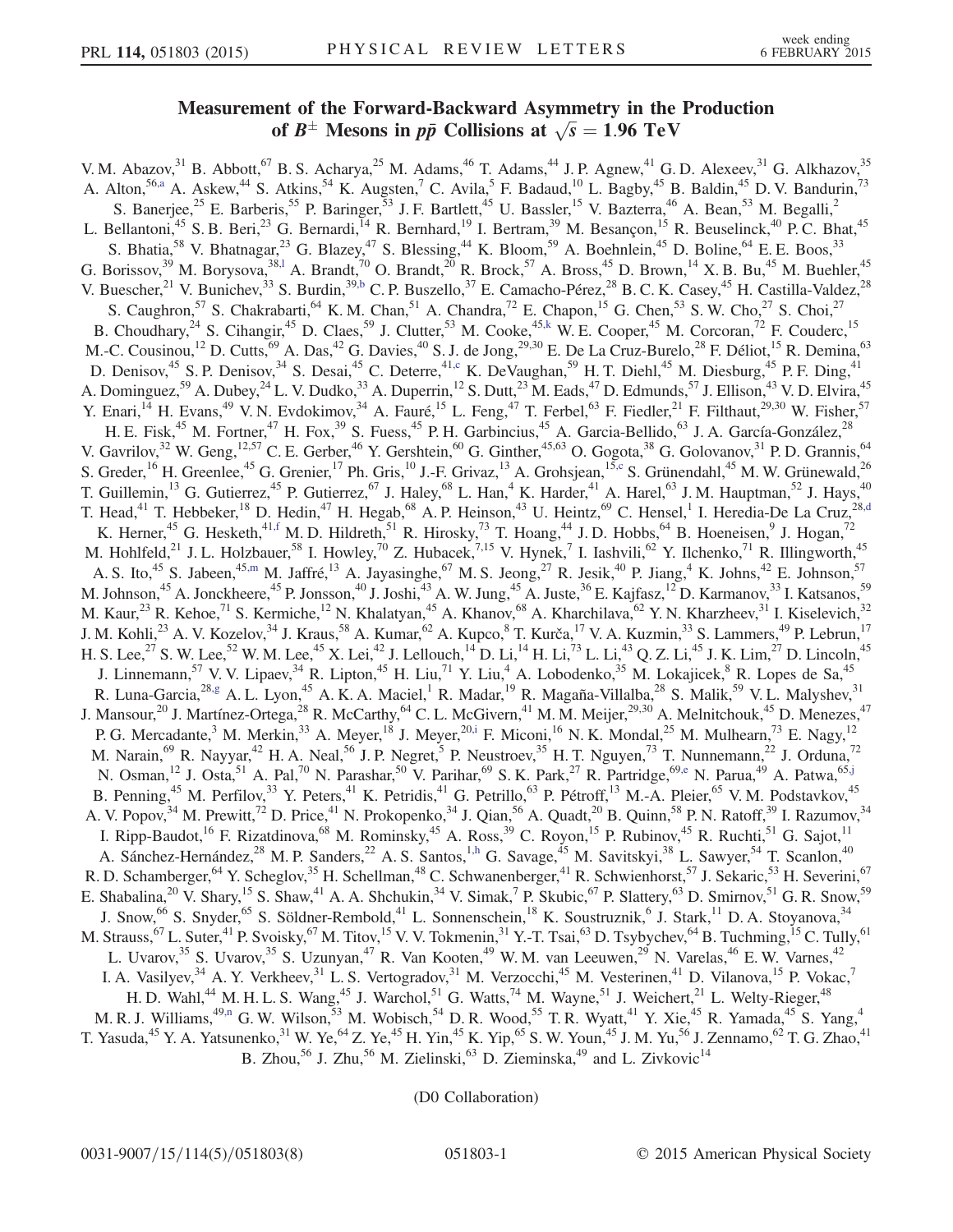# Measurement of the Forward-Backward Asymmetry in the Production of $B^{\pm}$ Mesons in $p\bar{p}$ Collisions at $\sqrt{s} = 1.96$ TeV

V. M. Abazov,[31] B. Abbott,[67] B. S. Acharya,[25] M. Adams,[46] T. Adams,[44] J. P. Agnew,[41] G. D. Alexeev,[31] G. Alkhazov,[35] A. Alton,[56,a] A. Askew,[44] S. Atkins,[54] K. Augsten,[7] C. Avila,[5] F. Badaud,[10] L. Bagby,[45] B. Baldin,[45] D. V. Bandurin,[73] S. Banerjee,[25] E. Barberis,[55] P. Baringer,[53] J. F. Bartlett,[45] U. Bassler,[15] V. Bazterra,[46] A. Bean,[53] M. Begalli,[2] L. Bellantoni,[45] S. B. Beri,[23] G. Bernardi,[14] R. Bernhard,[19] I. Bertram,[39] M. Besançon,[15] R. Beuselinck,[40] P. C. Bhat,[45] S. Bhatia,[58] V. Bhatnagar,[23] G. Blazey,[47] S. Blessing,[44] K. Bloom,[59] A. Boehnlein,[45] D. Boline,[64] E. E. Boos,[33] G. Borissov,[39] M. Borysova,[38,l] A. Brandt,[70] O. Brandt,[20] R. Brock,[57] A. Bross,[45] D. Brown,[14] X. B. Bu,[45] M. Buehler,[45] V. Buescher,[21] V. Bunichev,[33] S. Burdin,[39,b] C. P. Buszello,[37] E. Camacho-Pérez,[28] B. C. K. Casey,[45] H. Castilla-Valdez,[28] S. Caughron,[57] S. Chakrabarti,[64] K. M. Chan,[51] A. Chandra,[72] E. Chapon,[15] G. Chen,[53] S. W. Cho,[27] S. Choi,[27] B. Choudhary,[24] S. Cihangir,[45] D. Claes,[59] J. Clutter,[53] M. Cooke,[45,k] W. E. Cooper,[45] M. Corcoran,[72] F. Couderc,[15] M.-C. Cousinou,[12] D. Cutts,[69] A. Das,[42] G. Davies,[40] S. J. de Jong,[29,30] E. De La Cruz-Burelo,[28] F. Déliot,[15] R. Demina,[63] D. Denisov,[45] S. P. Denisov,[34] S. Desai,[45] C. Deterre,[41,c] K. DeVaughan,[59] H. T. Diehl,[45] M. Diesburg,[45] P. F. Ding,[41] A. Dominguez,[59] A. Dubey,[24] L. V. Dudko,[33] A. Duperrin,[12] S. Dutt,[23] M. Eads,[47] D. Edmunds,[57] J. Ellison,[43] V. D. Elvira,[45] Y. Enari,[14] H. Evans,[49] V. N. Evdokimov,[34] A. Fauré,[15] L. Feng,[47] T. Ferbel,[63] F. Fiedler,[21] F. Filthaut,[29,30] W. Fisher,[57] H. E. Fisk,[45] M. Fortner,[47] H. Fox,[39] S. Fuess,[45] P. H. Garbincius,[45] A. Garcia-Bellido,[63] J. A. García-González,[28] V. Gavrilov,[32] W. Geng,[12,57] C. E. Gerber,[46] Y. Gershtein,[60] G. Ginther,[45,63] O. Gogota,[38] G. Golovanov,[31] P. D. Grannis,[64] S. Greder,[16] H. Greenlee,[45] G. Grenier,[17] Ph. Gris,[10] J.-F. Grivaz,[13] A. Grohsjean,[15,c] S. Grünendahl,[45] M. W. Grünewald,[26] T. Guillemin,[13] G. Gutierrez,[45] P. Gutierrez,[67] J. Haley,[68] L. Han,[4] K. Harder,[41] A. Harel,[63] J. M. Hauptman,[52] J. Hays,[40] T. Head,[41] T. Hebbeker,[18] D. Hedin,[47] H. Hegab,[68] A. P. Heinson,[43] U. Heintz,[69] C. Hensel,[1] I. Heredia-De La Cruz,[28,d] K. Herner,[45] G. Hesketh,[41,f] M. D. Hildreth,[51] R. Hirosky,[73] T. Hoang,[44] J. D. Hobbs,[64] B. Hoeneisen,[9] J. Hogan,[72] M. Hohlfeld,[21] J. L. Holzbauer,[58] I. Howley,[70] Z. Hubacek,[7,15] V. Hynek,[7] I. Iashvili,[62] Y. Ilchenko,[71] R. Illingworth,[45] A. S. Ito,[45] S. Jabeen,[45,m] M. Jaffré,[13] A. Jayasinghe,[67] M. S. Jeong,[27] R. Jesik,[40] P. Jiang,[4] K. Johns,[42] E. Johnson,[57] M. Johnson,[45] A. Jonckheere,[45] P. Jonsson,[40] J. Joshi,[43] A. W. Jung,[45] A. Juste,[36] E. Kajfasz,[12] D. Karmanov,[33] I. Katsanos,[59] M. Kaur,[23] R. Kehoe,[71] S. Kermiche,[12] N. Khalatyan,[45] A. Khanov,[68] A. Kharchilava,[62] Y. N. Kharzheev,[31] I. Kiselevich,[32] J. M. Kohli,[23] A. V. Kozelov,[34] J. Kraus,[58] A. Kumar,[62] A. Kupco,[8] T. Kurča,[17] V. A. Kuzmin,[33] S. Lammers,[49] P. Lebrun,[17] H. S. Lee,[27] S. W. Lee,[52] W. M. Lee,[45] X. Lei,[42] J. Lellouch,[14] D. Li,[14] H. Li,[73] L. Li,[43] Q. Z. Li,[45] J. K. Lim,[27] D. Lincoln,[45] J. Linnemann,[57] V. V. Lipaev,[34] R. Lipton,[45] H. Liu,[71] Y. Liu,[4] A. Lobodenko,[35] M. Lokajicek,[8] R. Lopes de Sa,[45] R. Luna-Garcia,[28,g] A. L. Lyon,[45] A. K. A. Maciel,[1] R. Madar,[19] R. Magaña-Villalba,[28] S. Malik,[59] V. L. Malyshev,[31] J. Mansour,[20] J. Martínez-Ortega,[28] R. McCarthy,[64] C. L. McGivern,[41] M. M. Meijer,[29,30] A. Melnitchouk,[45] D. Menezes,[47] P. G. Mercadante,[3] M. Merkin,[33] A. Meyer,[18] J. Meyer,[20,i] F. Miconi,[16] N. K. Mondal,[25] M. Mulhearn,[73] E. Nagy,[12] M. Narain,[69] R. Nayyar,[42] H. A. Neal,[56] J. P. Negret,[5] P. Neustroev,[35] H. T. Nguyen,[73] T. Nunnemann,[22] J. Orduna,[72] N. Osman,[12] J. Osta,[51] A. Pal,[70] N. Parashar,[50] V. Parihar,[69] S. K. Park,[27] R. Partridge,[69,e] N. Parua,[49] A. Patwa,[65,j] B. Penning,[45] M. Perfilov,[33] Y. Peters,[41] K. Petridis,[41] G. Petrillo,[63] P. Pétroff,[13] M.-A. Pleier,[65] V. M. Podstavkov,[45] A. V. Popov,[34] M. Prewitt,[72] D. Price,[41] N. Prokopenko,[34] J. Qian,[56] A. Quadt,[20] B. Quinn,[58] P. N. Ratoff,[39] I. Razumov,[34] I. Ripp-Baudot,[16] F. Rizatdinova,[68] M. Rominsky,[45] A. Ross,[39] C. Royon,[15] P. Rubinov,[45] R. Ruchti,[51] G. Sajot,[11] A. Sánchez-Hernández,[28] M. P. Sanders,[22] A. S. Santos,[1,h] G. Savage,[45] M. Savitskyi,[38] L. Sawyer,[54] T. Scanlon,[40] R. D. Schamberger,[64] Y. Scheglov,[35] H. Schellman,[48] C. Schwanenberger,[41] R. Schwienhorst,[57] J. Sekaric,[53] H. Severini,[67] E. Shabalina,[20] V. Shary,[15] S. Shaw,[41] A. A. Shchukin,[34] V. Simak,[7] P. Skubic,[67] P. Slattery,[63] D. Smirnov,[51] G. R. Snow,[59] J. Snow,[66] S. Snyder,[65] S. Söldner-Rembold,[41] L. Sonnenschein,[18] K. Soustruznik,[6] J. Stark,[11] D. A. Stoyanova,[34] M. Strauss,[67] L. Suter,[41] P. Svoisky,[67] M. Titov,[15] V. V. Tokmenin,[31] Y.-T. Tsai,[63] D. Tsybychev,[64] B. Tuchming,[15] C. Tully,[61] L. Uvarov,[35] S. Uvarov,[35] S. Uzunyan,[47] R. Van Kooten,[49] W. M. van Leeuwen,[29] N. Varelas,[46] E. W. Varnes,[42] I. A. Vasilyev,[34] A. Y. Verkheev,[31] L. S. Vertogradov,[31] M. Verzocchi,[45] M. Vesterinen,[41] D. Vilanova,[15] P. Vokac,[7] H. D. Wahl,[44] M. H. L. S. Wang,[45] J. Warchol,[51] G. Watts,[74] M. Wayne,[51] J. Weichert,[21] L. Welty-Rieger,[48] M. R. J. Williams,[49,n] G. W. Wilson,[53] M. Wobisch,[54] D. R. Wood,[55] T. R. Wyatt,[41] Y. Xie,[45] R. Yamada,[45] S. Yang,[4] T. Yasuda,[45] Y. A. Yatsunenko,[31] W. Ye,[64] Z. Ye,[45] H. Yin,[45] K. Yip,[65] S. W. Youn,[45] J. M. Yu,[56] J. Zennamo,[62] T. G. Zhao,[41] B. Zhou,[56] J. Zhu,[56] M. Zielinski,[63] D. Zieminska,[49] and L. Zivkovic[14]

(D0 Collaboration)

0031-9007/15/114(5)/051803(8) © 2015 American Physical Society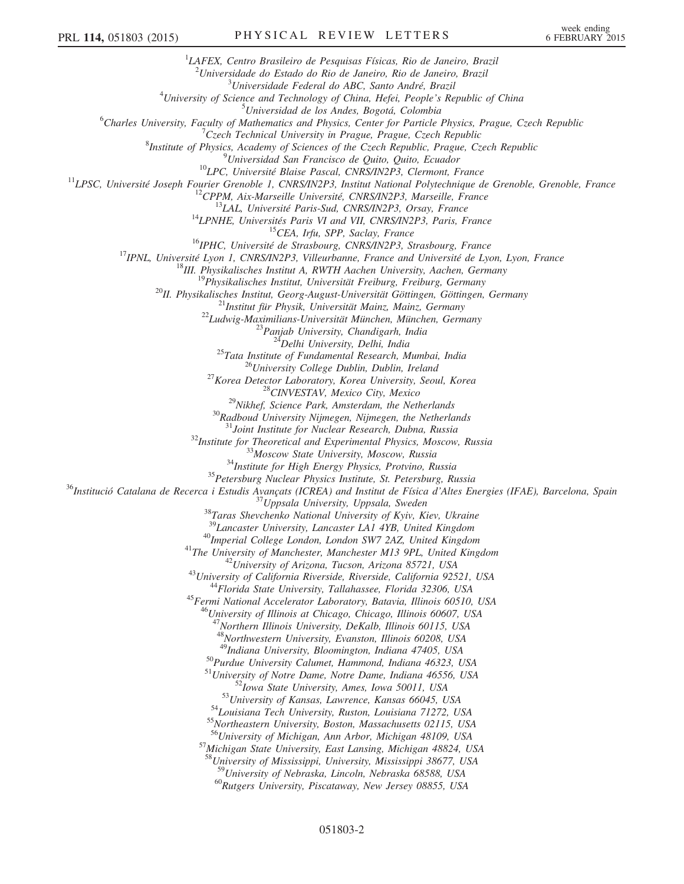[1]LAFEX, Centro Brasileiro de Pesquisas Físicas, Rio de Janeiro, Brazil
[2]Universidade do Estado do Rio de Janeiro, Rio de Janeiro, Brazil
[3]Universidade Federal do ABC, Santo André, Brazil
[4]University of Science and Technology of China, Hefei, People's Republic of China
[5]Universidad de los Andes, Bogotá, Colombia
[6]Charles University, Faculty of Mathematics and Physics, Center for Particle Physics, Prague, Czech Republic
[7]Czech Technical University in Prague, Prague, Czech Republic
[8]Institute of Physics, Academy of Sciences of the Czech Republic, Prague, Czech Republic
[9]Universidad San Francisco de Quito, Quito, Ecuador
[10]LPC, Université Blaise Pascal, CNRS/IN2P3, Clermont, France
[11]LPSC, Université Joseph Fourier Grenoble 1, CNRS/IN2P3, Institut National Polytechnique de Grenoble, Grenoble, France
[12]CPPM, Aix-Marseille Université, CNRS/IN2P3, Marseille, France
[13]LAL, Université Paris-Sud, CNRS/IN2P3, Orsay, France
[14]LPNHE, Universités Paris VI and VII, CNRS/IN2P3, Paris, France
[15]CEA, Irfu, SPP, Saclay, France
[16]IPHC, Université de Strasbourg, CNRS/IN2P3, Strasbourg, France
[17]IPNL, Université Lyon 1, CNRS/IN2P3, Villeurbanne, France and Université de Lyon, Lyon, France
[18]III. Physikalisches Institut A, RWTH Aachen University, Aachen, Germany
[19]Physikalisches Institut, Universität Freiburg, Freiburg, Germany
[20]II. Physikalisches Institut, Georg-August-Universität Göttingen, Göttingen, Germany
[21]Institut für Physik, Universität Mainz, Mainz, Germany
[22]Ludwig-Maximilians-Universität München, München, Germany
[23]Panjab University, Chandigarh, India
[24]Delhi University, Delhi, India
[25]Tata Institute of Fundamental Research, Mumbai, India
[26]University College Dublin, Dublin, Ireland
[27]Korea Detector Laboratory, Korea University, Seoul, Korea
[28]CINVESTAV, Mexico City, Mexico
[29]Nikhef, Science Park, Amsterdam, the Netherlands
[30]Radboud University Nijmegen, Nijmegen, the Netherlands
[31]Joint Institute for Nuclear Research, Dubna, Russia
[32]Institute for Theoretical and Experimental Physics, Moscow, Russia
[33]Moscow State University, Moscow, Russia
[34]Institute for High Energy Physics, Protvino, Russia
[35]Petersburg Nuclear Physics Institute, St. Petersburg, Russia
[36]Institució Catalana de Recerca i Estudis Avançats (ICREA) and Institut de Física d'Altes Energies (IFAE), Barcelona, Spain
[37]Uppsala University, Uppsala, Sweden
[38]Taras Shevchenko National University of Kyiv, Kiev, Ukraine
[39]Lancaster University, Lancaster LA1 4YB, United Kingdom
[40]Imperial College London, London SW7 2AZ, United Kingdom
[41]The University of Manchester, Manchester M13 9PL, United Kingdom
[42]University of Arizona, Tucson, Arizona 85721, USA
[43]University of California Riverside, Riverside, California 92521, USA
[44]Florida State University, Tallahassee, Florida 32306, USA
[45]Fermi National Accelerator Laboratory, Batavia, Illinois 60510, USA
[46]University of Illinois at Chicago, Chicago, Illinois 60607, USA
[47]Northern Illinois University, DeKalb, Illinois 60115, USA
[48]Northwestern University, Evanston, Illinois 60208, USA
[49]Indiana University, Bloomington, Indiana 47405, USA
[50]Purdue University Calumet, Hammond, Indiana 46323, USA
[51]University of Notre Dame, Notre Dame, Indiana 46556, USA
[52]Iowa State University, Ames, Iowa 50011, USA
[53]University of Kansas, Lawrence, Kansas 66045, USA
[54]Louisiana Tech University, Ruston, Louisiana 71272, USA
[55]Northeastern University, Boston, Massachusetts 02115, USA
[56]University of Michigan, Ann Arbor, Michigan 48109, USA
[57]Michigan State University, East Lansing, Michigan 48824, USA
[58]University of Mississippi, University, Mississippi 38677, USA
[59]University of Nebraska, Lincoln, Nebraska 68588, USA
[60]Rutgers University, Piscataway, New Jersey 08855, USA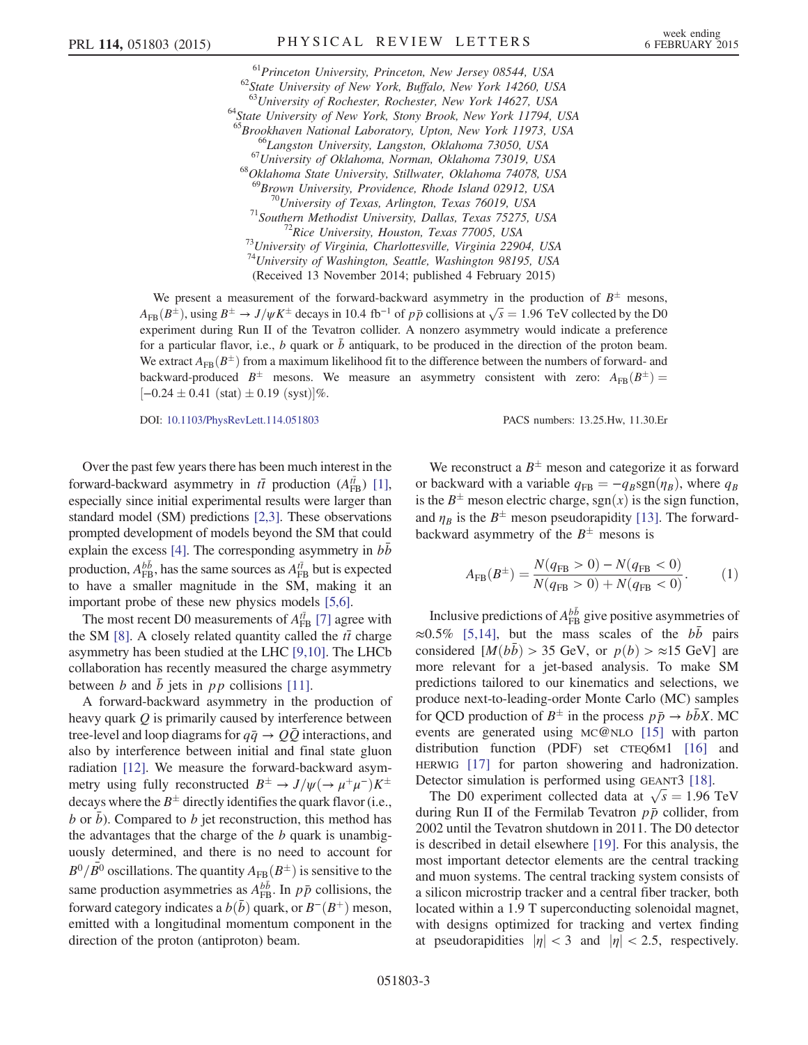[61]Princeton University, Princeton, New Jersey 08544, USA
[62]State University of New York, Buffalo, New York 14260, USA
[63]University of Rochester, Rochester, New York 14627, USA
[64]State University of New York, Stony Brook, New York 11794, USA
[65]Brookhaven National Laboratory, Upton, New York 11973, USA
[66]Langston University, Langston, Oklahoma 73050, USA
[67]University of Oklahoma, Norman, Oklahoma 73019, USA
[68]Oklahoma State University, Stillwater, Oklahoma 74078, USA
[69]Brown University, Providence, Rhode Island 02912, USA
[70]University of Texas, Arlington, Texas 76019, USA
[71]Southern Methodist University, Dallas, Texas 75275, USA
[72]Rice University, Houston, Texas 77005, USA
[73]University of Virginia, Charlottesville, Virginia 22904, USA
[74]University of Washington, Seattle, Washington 98195, USA
(Received 13 November 2014; published 4 February 2015)

We present a measurement of the forward-backward asymmetry in the production of $B^{\pm}$ mesons, $A_{\mathrm{FB}}(B^{\pm})$, using $B^{\pm} \to J/\psi K^{\pm}$ decays in 10.4 fb$^{-1}$ of $p\bar{p}$ collisions at $\sqrt{s} = 1.96$ TeV collected by the D0 experiment during Run II of the Tevatron collider. A nonzero asymmetry would indicate a preference for a particular flavor, i.e., $b$ quark or $\bar{b}$ antiquark, to be produced in the direction of the proton beam. We extract $A_{\mathrm{FB}}(B^{\pm})$ from a maximum likelihood fit to the difference between the numbers of forward- and backward-produced $B^{\pm}$ mesons. We measure an asymmetry consistent with zero: $A_{\mathrm{FB}}(B^{\pm}) = [-0.24 \pm 0.41\ (\mathrm{stat}) \pm 0.19\ (\mathrm{syst})]\%$.

DOI: 10.1103/PhysRevLett.114.051803 PACS numbers: 13.25.Hw, 11.30.Er

Over the past few years there has been much interest in the forward-backward asymmetry in $t\bar{t}$ production ($A_{\mathrm{FB}}^{t\bar{t}}$) [1], especially since initial experimental results were larger than standard model (SM) predictions [2,3]. These observations prompted development of models beyond the SM that could explain the excess [4]. The corresponding asymmetry in $b\bar{b}$ production, $A_{\mathrm{FB}}^{b\bar{b}}$, has the same sources as $A_{\mathrm{FB}}^{t\bar{t}}$ but is expected to have a smaller magnitude in the SM, making it an important probe of these new physics models [5,6].

The most recent D0 measurements of $A_{\mathrm{FB}}^{t\bar{t}}$ [7] agree with the SM [8]. A closely related quantity called the $t\bar{t}$ charge asymmetry has been studied at the LHC [9,10]. The LHCb collaboration has recently measured the charge asymmetry between $b$ and $\bar{b}$ jets in $pp$ collisions [11].

A forward-backward asymmetry in the production of heavy quark $Q$ is primarily caused by interference between tree-level and loop diagrams for $q\bar{q} \to Q\bar{Q}$ interactions, and also by interference between initial and final state gluon radiation [12]. We measure the forward-backward asymmetry using fully reconstructed $B^{\pm} \to J/\psi(\to \mu^{+}\mu^{-})K^{\pm}$ decays where the $B^{\pm}$ directly identifies the quark flavor (i.e., $b$ or $\bar{b}$). Compared to $b$ jet reconstruction, this method has the advantages that the charge of the $b$ quark is unambiguously determined, and there is no need to account for $B^0/\bar{B}^0$ oscillations. The quantity $A_{\mathrm{FB}}(B^{\pm})$ is sensitive to the same production asymmetries as $A_{\mathrm{FB}}^{b\bar{b}}$. In $p\bar{p}$ collisions, the forward category indicates a $b(\bar{b})$ quark, or $B^{-}(B^{+})$ meson, emitted with a longitudinal momentum component in the direction of the proton (antiproton) beam.

We reconstruct a $B^{\pm}$ meson and categorize it as forward or backward with a variable $q_{\mathrm{FB}} = -q_B \mathrm{sgn}(\eta_B)$, where $q_B$ is the $B^{\pm}$ meson electric charge, $\mathrm{sgn}(x)$ is the sign function, and $\eta_B$ is the $B^{\pm}$ meson pseudorapidity [13]. The forward-backward asymmetry of the $B^{\pm}$ mesons is

$$A_{\mathrm{FB}}(B^{\pm}) = \frac{N(q_{\mathrm{FB}} > 0) - N(q_{\mathrm{FB}} < 0)}{N(q_{\mathrm{FB}} > 0) + N(q_{\mathrm{FB}} < 0)}. \quad (1)$$

Inclusive predictions of $A_{\mathrm{FB}}^{b\bar{b}}$ give positive asymmetries of $\approx 0.5\%$ [5,14], but the mass scales of the $b\bar{b}$ pairs considered [$M(b\bar{b}) > 35$ GeV, or $p(b) > \approx 15$ GeV] are more relevant for a jet-based analysis. To make SM predictions tailored to our kinematics and selections, we produce next-to-leading-order Monte Carlo (MC) samples for QCD production of $B^{\pm}$ in the process $p\bar{p} \to b\bar{b}X$. MC events are generated using MC@NLO [15] with parton distribution function (PDF) set CTEQ6M1 [16] and HERWIG [17] for parton showering and hadronization. Detector simulation is performed using GEANT3 [18].

The D0 experiment collected data at $\sqrt{s} = 1.96$ TeV during Run II of the Fermilab Tevatron $p\bar{p}$ collider, from 2002 until the Tevatron shutdown in 2011. The D0 detector is described in detail elsewhere [19]. For this analysis, the most important detector elements are the central tracking and muon systems. The central tracking system consists of a silicon microstrip tracker and a central fiber tracker, both located within a 1.9 T superconducting solenoidal magnet, with designs optimized for tracking and vertex finding at pseudorapidities $|\eta| < 3$ and $|\eta| < 2.5$, respectively.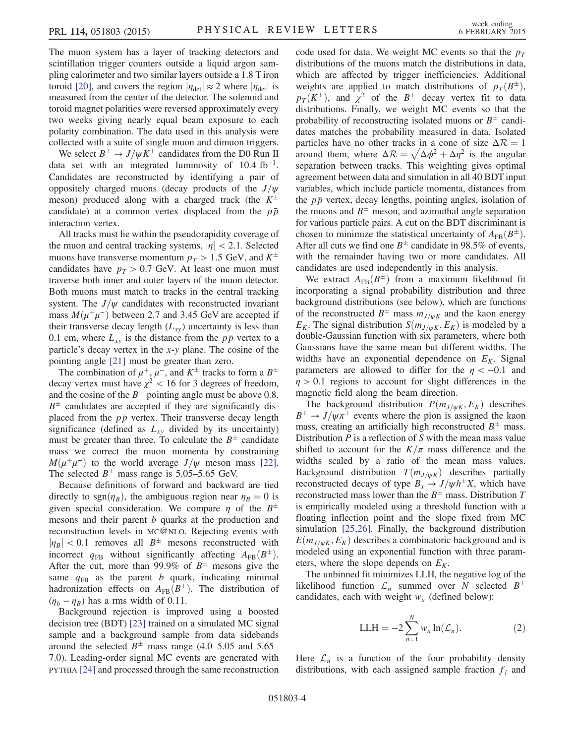The muon system has a layer of tracking detectors and scintillation trigger counters outside a liquid argon sampling calorimeter and two similar layers outside a 1.8 T iron toroid [20], and covers the region $|\eta_{\rm det}| \approx 2$ where $|\eta_{\rm det}|$ is measured from the center of the detector. The solenoid and toroid magnet polarities were reversed approximately every two weeks giving nearly equal beam exposure to each polarity combination. The data used in this analysis were collected with a suite of single muon and dimuon triggers.

We select $B^\pm \to J/\psi K^\pm$ candidates from the D0 Run II data set with an integrated luminosity of 10.4 fb$^{-1}$. Candidates are reconstructed by identifying a pair of oppositely charged muons (decay products of the $J/\psi$ meson) produced along with a charged track (the $K^\pm$ candidate) at a common vertex displaced from the $p\bar{p}$ interaction vertex.

All tracks must lie within the pseudorapidity coverage of the muon and central tracking systems, $|\eta| < 2.1$. Selected muons have transverse momentum $p_T > 1.5$ GeV, and $K^\pm$ candidates have $p_T > 0.7$ GeV. At least one muon must traverse both inner and outer layers of the muon detector. Both muons must match to tracks in the central tracking system. The $J/\psi$ candidates with reconstructed invariant mass $M(\mu^+\mu^-)$ between 2.7 and 3.45 GeV are accepted if their transverse decay length ($L_{xy}$) uncertainty is less than 0.1 cm, where $L_{xy}$ is the distance from the $p\bar{p}$ vertex to a particle's decay vertex in the $x$-$y$ plane. The cosine of the pointing angle [21] must be greater than zero.

The combination of $\mu^+$, $\mu^-$, and $K^\pm$ tracks to form a $B^\pm$ decay vertex must have $\chi^2 < 16$ for 3 degrees of freedom, and the cosine of the $B^\pm$ pointing angle must be above 0.8. $B^\pm$ candidates are accepted if they are significantly displaced from the $p\bar{p}$ vertex. Their transverse decay length significance (defined as $L_{xy}$ divided by its uncertainty) must be greater than three. To calculate the $B^\pm$ candidate mass we correct the muon momenta by constraining $M(\mu^+\mu^-)$ to the world average $J/\psi$ meson mass [22]. The selected $B^\pm$ mass range is 5.05–5.65 GeV.

Because definitions of forward and backward are tied directly to $\mathrm{sgn}(\eta_B)$, the ambiguous region near $\eta_B = 0$ is given special consideration. We compare $\eta$ of the $B^\pm$ mesons and their parent $b$ quarks at the production and reconstruction levels in MC@NLO. Rejecting events with $|\eta_B| < 0.1$ removes all $B^\pm$ mesons reconstructed with incorrect $q_{\rm FB}$ without significantly affecting $A_{\rm FB}(B^\pm)$. After the cut, more than 99.9% of $B^\pm$ mesons give the same $q_{\rm FB}$ as the parent $b$ quark, indicating minimal hadronization effects on $A_{\rm FB}(B^\pm)$. The distribution of $(\eta_b - \eta_B)$ has a rms width of 0.11.

Background rejection is improved using a boosted decision tree (BDT) [23] trained on a simulated MC signal sample and a background sample from data sidebands around the selected $B^\pm$ mass range (4.0–5.05 and 5.65–7.0). Leading-order signal MC events are generated with PYTHIA [24] and processed through the same reconstruction code used for data. We weight MC events so that the $p_T$ distributions of the muons match the distributions in data, which are affected by trigger inefficiencies. Additional weights are applied to match distributions of $p_T(B^\pm)$, $p_T(K^\pm)$, and $\chi^2$ of the $B^\pm$ decay vertex fit to data distributions. Finally, we weight MC events so that the probability of reconstructing isolated muons or $B^\pm$ candidates matches the probability measured in data. Isolated particles have no other tracks in a cone of size $\Delta\mathcal{R} = 1$ around them, where $\Delta\mathcal{R} = \sqrt{\Delta\phi^2 + \Delta\eta^2}$ is the angular separation between tracks. This weighting gives optimal agreement between data and simulation in all 40 BDT input variables, which include particle momenta, distances from the $p\bar{p}$ vertex, decay lengths, pointing angles, isolation of the muons and $B^\pm$ meson, and azimuthal angle separation for various particle pairs. A cut on the BDT discriminant is chosen to minimize the statistical uncertainty of $A_{\rm FB}(B^\pm)$. After all cuts we find one $B^\pm$ candidate in 98.5% of events, with the remainder having two or more candidates. All candidates are used independently in this analysis.

We extract $A_{\rm FB}(B^\pm)$ from a maximum likelihood fit incorporating a signal probability distribution and three background distributions (see below), which are functions of the reconstructed $B^\pm$ mass $m_{J/\psi K}$ and the kaon energy $E_K$. The signal distribution $S(m_{J/\psi K}, E_K)$ is modeled by a double-Gaussian function with six parameters, where both Gaussians have the same mean but different widths. The widths have an exponential dependence on $E_K$. Signal parameters are allowed to differ for the $\eta < -0.1$ and $\eta > 0.1$ regions to account for slight differences in the magnetic field along the beam direction.

The background distribution $P(m_{J/\psi K}, E_K)$ describes $B^\pm \to J/\psi\pi^\pm$ events where the pion is assigned the kaon mass, creating an artificially high reconstructed $B^\pm$ mass. Distribution $P$ is a reflection of $S$ with the mean mass value shifted to account for the $K/\pi$ mass difference and the widths scaled by a ratio of the mean mass values. Background distribution $T(m_{J/\psi K})$ describes partially reconstructed decays of type $B_x \to J/\psi h^\pm X$, which have reconstructed mass lower than the $B^\pm$ mass. Distribution $T$ is empirically modeled using a threshold function with a floating inflection point and the slope fixed from MC simulation [25,26]. Finally, the background distribution $E(m_{J/\psi K}, E_K)$ describes a combinatoric background and is modeled using an exponential function with three parameters, where the slope depends on $E_K$.

The unbinned fit minimizes LLH, the negative log of the likelihood function $\mathcal{L}_n$ summed over $N$ selected $B^\pm$ candidates, each with weight $w_n$ (defined below):

$$\mathrm{LLH} = -2\sum_{n=1}^{N} w_n \ln(\mathcal{L}_n). \tag{2}$$

Here $\mathcal{L}_n$ is a function of the four probability density distributions, with each assigned sample fraction $f_i$ and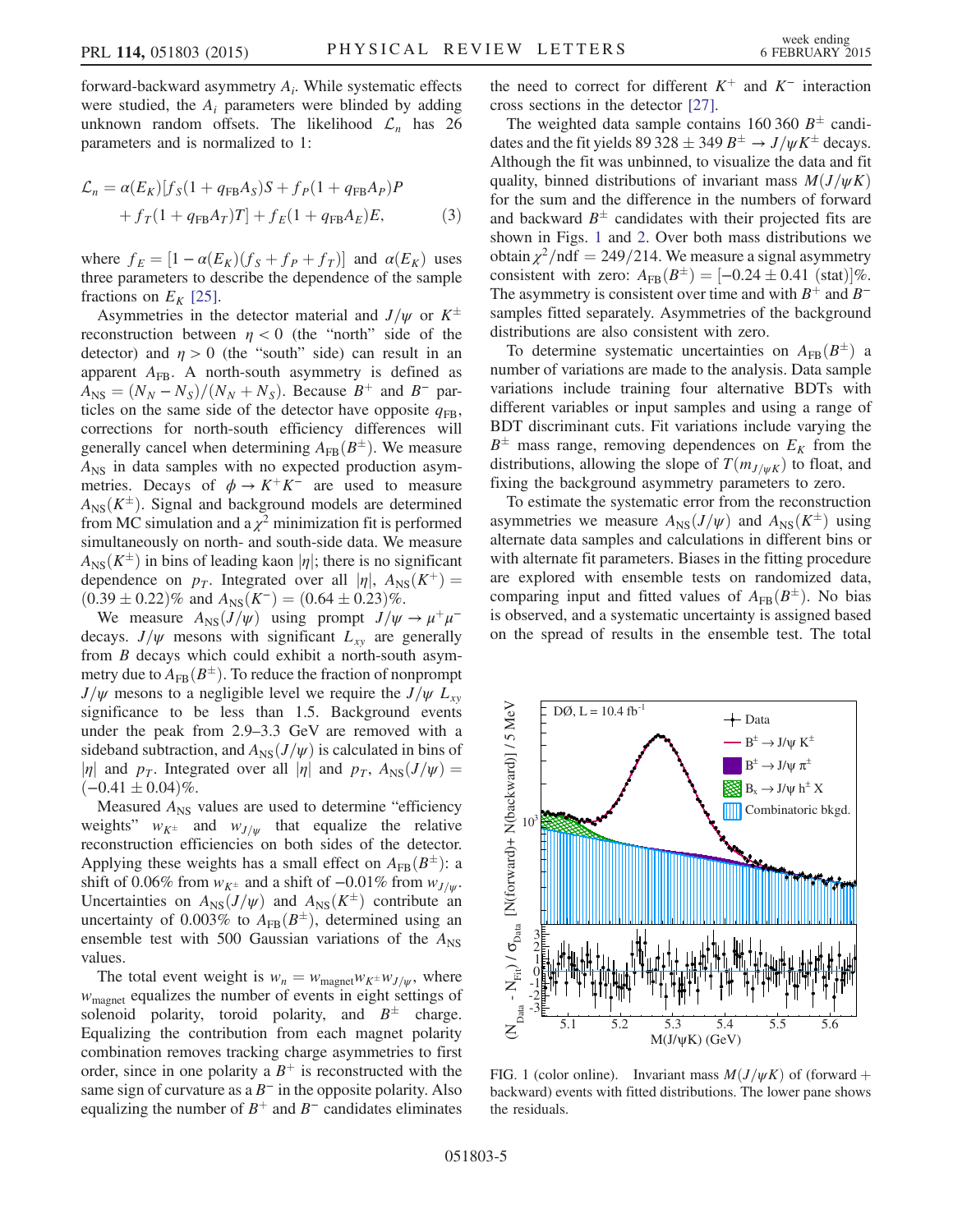forward-backward asymmetry $A_i$. While systematic effects were studied, the $A_i$ parameters were blinded by adding unknown random offsets. The likelihood $\mathcal{L}_n$ has 26 parameters and is normalized to 1:

$$
\mathcal{L}_n = \alpha(E_K)[f_S(1+q_{\mathrm{FB}}A_S)S + f_P(1+q_{\mathrm{FB}}A_P)P + f_T(1+q_{\mathrm{FB}}A_T)T] + f_E(1+q_{\mathrm{FB}}A_E)E, \tag{3}
$$

where $f_E = [1-\alpha(E_K)(f_S+f_P+f_T)]$ and $\alpha(E_K)$ uses three parameters to describe the dependence of the sample fractions on $E_K$ [25].

Asymmetries in the detector material and $J/\psi$ or $K^\pm$ reconstruction between $\eta < 0$ (the "north" side of the detector) and $\eta > 0$ (the "south" side) can result in an apparent $A_{\mathrm{FB}}$. A north-south asymmetry is defined as $A_{\mathrm{NS}} = (N_N - N_S)/(N_N + N_S)$. Because $B^+$ and $B^-$ particles on the same side of the detector have opposite $q_{\mathrm{FB}}$, corrections for north-south efficiency differences will generally cancel when determining $A_{\mathrm{FB}}(B^\pm)$. We measure $A_{\mathrm{NS}}$ in data samples with no expected production asymmetries. Decays of $\phi \to K^+K^-$ are used to measure $A_{\mathrm{NS}}(K^\pm)$. Signal and background models are determined from MC simulation and a $\chi^2$ minimization fit is performed simultaneously on north- and south-side data. We measure $A_{\mathrm{NS}}(K^\pm)$ in bins of leading kaon $|\eta|$; there is no significant dependence on $p_T$. Integrated over all $|\eta|$, $A_{\mathrm{NS}}(K^+) = (0.39 \pm 0.22)\%$ and $A_{\mathrm{NS}}(K^-) = (0.64 \pm 0.23)\%$.

We measure $A_{\mathrm{NS}}(J/\psi)$ using prompt $J/\psi \to \mu^+\mu^-$ decays. $J/\psi$ mesons with significant $L_{xy}$ are generally from $B$ decays which could exhibit a north-south asymmetry due to $A_{\mathrm{FB}}(B^\pm)$. To reduce the fraction of nonprompt $J/\psi$ mesons to a negligible level we require the $J/\psi$ $L_{xy}$ significance to be less than 1.5. Background events under the peak from 2.9–3.3 GeV are removed with a sideband subtraction, and $A_{\mathrm{NS}}(J/\psi)$ is calculated in bins of $|\eta|$ and $p_T$. Integrated over all $|\eta|$ and $p_T$, $A_{\mathrm{NS}}(J/\psi) = (-0.41 \pm 0.04)\%$.

Measured $A_{\mathrm{NS}}$ values are used to determine "efficiency weights" $w_{K^\pm}$ and $w_{J/\psi}$ that equalize the relative reconstruction efficiencies on both sides of the detector. Applying these weights has a small effect on $A_{\mathrm{FB}}(B^\pm)$: a shift of 0.06% from $w_{K^\pm}$ and a shift of $-0.01\%$ from $w_{J/\psi}$. Uncertainties on $A_{\mathrm{NS}}(J/\psi)$ and $A_{\mathrm{NS}}(K^\pm)$ contribute an uncertainty of 0.003% to $A_{\mathrm{FB}}(B^\pm)$, determined using an ensemble test with 500 Gaussian variations of the $A_{\mathrm{NS}}$ values.

The total event weight is $w_n = w_{\mathrm{magnet}} w_{K^\pm} w_{J/\psi}$, where $w_{\mathrm{magnet}}$ equalizes the number of events in eight settings of solenoid polarity, toroid polarity, and $B^\pm$ charge. Equalizing the contribution from each magnet polarity combination removes tracking charge asymmetries to first order, since in one polarity a $B^+$ is reconstructed with the same sign of curvature as a $B^-$ in the opposite polarity. Also equalizing the number of $B^+$ and $B^-$ candidates eliminates the need to correct for different $K^+$ and $K^-$ interaction cross sections in the detector [27].

The weighted data sample contains 160 360 $B^\pm$ candidates and the fit yields 89 328 $\pm$ 349 $B^\pm \to J/\psi K^\pm$ decays. Although the fit was unbinned, to visualize the data and fit quality, binned distributions of invariant mass $M(J/\psi K)$ for the sum and the difference in the numbers of forward and backward $B^\pm$ candidates with their projected fits are shown in Figs. 1 and 2. Over both mass distributions we obtain $\chi^2/\mathrm{ndf} = 249/214$. We measure a signal asymmetry consistent with zero: $A_{\mathrm{FB}}(B^\pm) = [-0.24 \pm 0.41\ (\mathrm{stat})]\%$. The asymmetry is consistent over time and with $B^+$ and $B^-$ samples fitted separately. Asymmetries of the background distributions are also consistent with zero.

To determine systematic uncertainties on $A_{\mathrm{FB}}(B^\pm)$ a number of variations are made to the analysis. Data sample variations include training four alternative BDTs with different variables or input samples and using a range of BDT discriminant cuts. Fit variations include varying the $B^\pm$ mass range, removing dependences on $E_K$ from the distributions, allowing the slope of $T(m_{J/\psi K})$ to float, and fixing the background asymmetry parameters to zero.

To estimate the systematic error from the reconstruction asymmetries we measure $A_{\mathrm{NS}}(J/\psi)$ and $A_{\mathrm{NS}}(K^\pm)$ using alternate data samples and calculations in different bins or with alternate fit parameters. Biases in the fitting procedure are explored with ensemble tests on randomized data, comparing input and fitted values of $A_{\mathrm{FB}}(B^\pm)$. No bias is observed, and a systematic uncertainty is assigned based on the spread of results in the ensemble test. The total

FIG. 1 (color online). Invariant mass $M(J/\psi K)$ of (forward + backward) events with fitted distributions. The lower pane shows the residuals.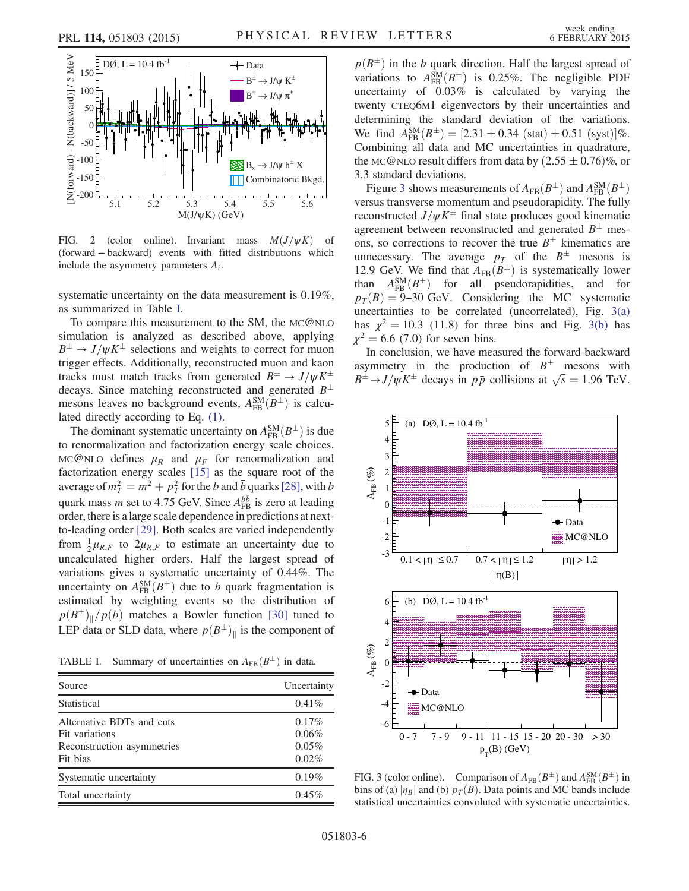FIG. 2 (color online). Invariant mass $M(J/\psi K)$ of (forward − backward) events with fitted distributions which include the asymmetry parameters $A_i$.

systematic uncertainty on the data measurement is 0.19%, as summarized in Table I.

To compare this measurement to the SM, the MC@NLO simulation is analyzed as described above, applying $B^\pm \to J/\psi K^\pm$ selections and weights to correct for muon trigger effects. Additionally, reconstructed muon and kaon tracks must match tracks from generated $B^\pm \to J/\psi K^\pm$ decays. Since matching reconstructed and generated $B^\pm$ mesons leaves no background events, $A_{\rm FB}^{\rm SM}(B^\pm)$ is calculated directly according to Eq. (1).

The dominant systematic uncertainty on $A_{\rm FB}^{\rm SM}(B^\pm)$ is due to renormalization and factorization energy scale choices. MC@NLO defines $\mu_R$ and $\mu_F$ for renormalization and factorization energy scales [15] as the square root of the average of $m_T^2 = m^2 + p_T^2$ for the $b$ and $\bar{b}$ quarks [28], with $b$ quark mass $m$ set to 4.75 GeV. Since $A_{\rm FB}^{b\bar{b}}$ is zero at leading order, there is a large scale dependence in predictions at next-to-leading order [29]. Both scales are varied independently from $\frac{1}{2}\mu_{R,F}$ to $2\mu_{R,F}$ to estimate an uncertainty due to uncalculated higher orders. Half the largest spread of variations gives a systematic uncertainty of 0.44%. The uncertainty on $A_{\rm FB}^{\rm SM}(B^\pm)$ due to $b$ quark fragmentation is estimated by weighting events so the distribution of $p(B^\pm)_\parallel / p(b)$ matches a Bowler function [30] tuned to LEP data or SLD data, where $p(B^\pm)_\parallel$ is the component of $p(B^\pm)$ in the $b$ quark direction. Half the largest spread of variations to $A_{\rm FB}^{\rm SM}(B^\pm)$ is 0.25%. The negligible PDF uncertainty of 0.03% is calculated by varying the twenty CTEQ6M1 eigenvectors by their uncertainties and determining the standard deviation of the variations. We find $A_{\rm FB}^{\rm SM}(B^\pm) = [2.31 \pm 0.34\ (\text{stat}) \pm 0.51\ (\text{syst})]\%$. Combining all data and MC uncertainties in quadrature, the MC@NLO result differs from data by $(2.55 \pm 0.76)\%$, or 3.3 standard deviations.

Figure 3 shows measurements of $A_{\rm FB}(B^\pm)$ and $A_{\rm FB}^{\rm SM}(B^\pm)$ versus transverse momentum and pseudorapidity. The fully reconstructed $J/\psi K^\pm$ final state produces good kinematic agreement between reconstructed and generated $B^\pm$ mesons, so corrections to recover the true $B^\pm$ kinematics are unnecessary. The average $p_T$ of the $B^\pm$ mesons is 12.9 GeV. We find that $A_{\rm FB}(B^\pm)$ is systematically lower than $A_{\rm FB}^{\rm SM}(B^\pm)$ for all pseudorapidities, and for $p_T(B) = 9$–30 GeV. Considering the MC systematic uncertainties to be correlated (uncorrelated), Fig. 3(a) has $\chi^2 = 10.3$ (11.8) for three bins and Fig. 3(b) has $\chi^2 = 6.6$ (7.0) for seven bins.

In conclusion, we have measured the forward-backward asymmetry in the production of $B^\pm$ mesons with $B^\pm \to J/\psi K^\pm$ decays in $p\bar{p}$ collisions at $\sqrt{s} = 1.96$ TeV.

TABLE I. Summary of uncertainties on $A_{\rm FB}(B^\pm)$ in data.

| Source | Uncertainty |
|---|---|
| Statistical | 0.41% |
| Alternative BDTs and cuts | 0.17% |
| Fit variations | 0.06% |
| Reconstruction asymmetries | 0.05% |
| Fit bias | 0.02% |
| Systematic uncertainty | 0.19% |
| Total uncertainty | 0.45% |

FIG. 3 (color online). Comparison of $A_{\rm FB}(B^\pm)$ and $A_{\rm FB}^{\rm SM}(B^\pm)$ in bins of (a) $|\eta_B|$ and (b) $p_T(B)$. Data points and MC bands include statistical uncertainties convoluted with systematic uncertainties.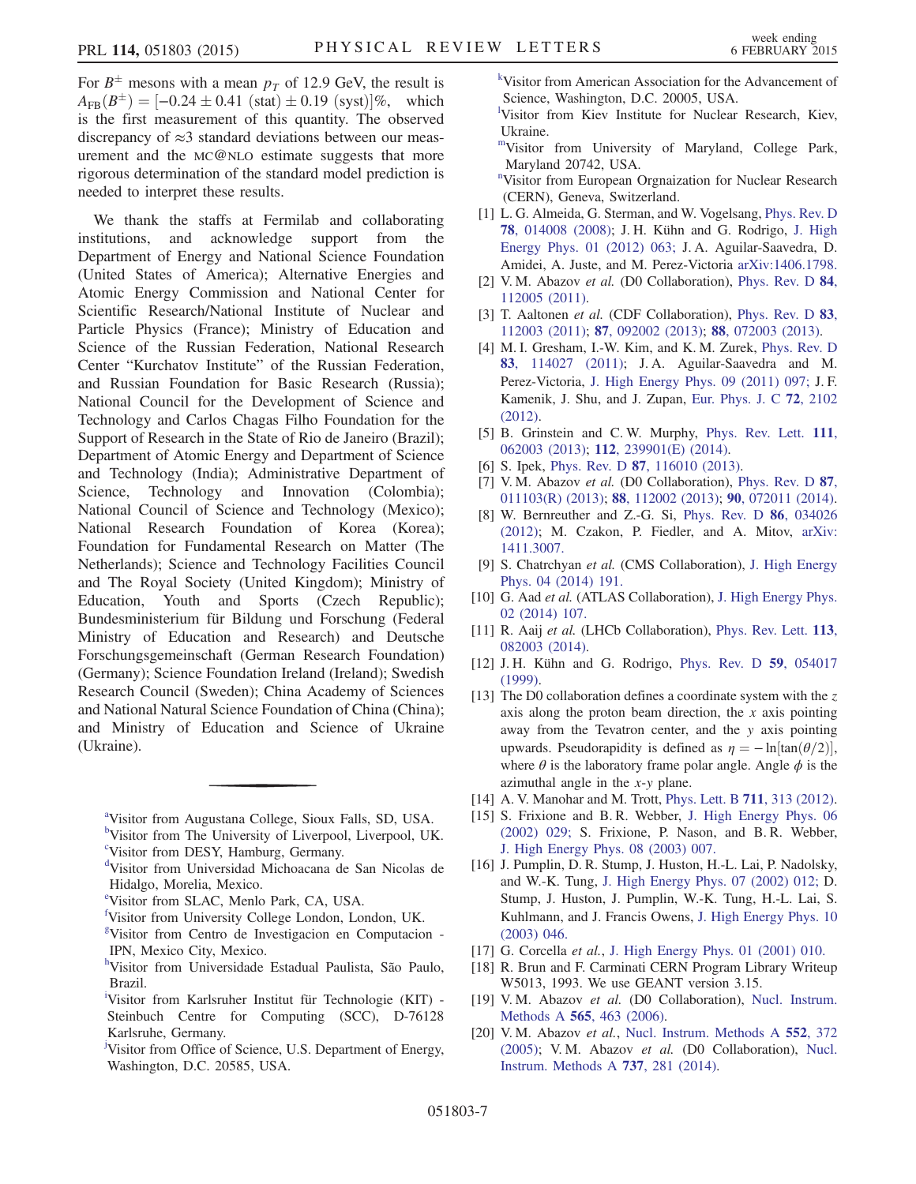For $B^{\pm}$ mesons with a mean $p_T$ of 12.9 GeV, the result is $A_{\mathrm{FB}}(B^{\pm}) = [-0.24 \pm 0.41 \text{ (stat)} \pm 0.19 \text{ (syst)}]\%$, which is the first measurement of this quantity. The observed discrepancy of $\approx 3$ standard deviations between our measurement and the MC@NLO estimate suggests that more rigorous determination of the standard model prediction is needed to interpret these results.

We thank the staffs at Fermilab and collaborating institutions, and acknowledge support from the Department of Energy and National Science Foundation (United States of America); Alternative Energies and Atomic Energy Commission and National Center for Scientific Research/National Institute of Nuclear and Particle Physics (France); Ministry of Education and Science of the Russian Federation, National Research Center "Kurchatov Institute" of the Russian Federation, and Russian Foundation for Basic Research (Russia); National Council for the Development of Science and Technology and Carlos Chagas Filho Foundation for the Support of Research in the State of Rio de Janeiro (Brazil); Department of Atomic Energy and Department of Science and Technology (India); Administrative Department of Science, Technology and Innovation (Colombia); National Council of Science and Technology (Mexico); National Research Foundation of Korea (Korea); Foundation for Fundamental Research on Matter (The Netherlands); Science and Technology Facilities Council and The Royal Society (United Kingdom); Ministry of Education, Youth and Sports (Czech Republic); Bundesministerium für Bildung und Forschung (Federal Ministry of Education and Research) and Deutsche Forschungsgemeinschaft (German Research Foundation) (Germany); Science Foundation Ireland (Ireland); Swedish Research Council (Sweden); China Academy of Sciences and National Natural Science Foundation of China (China); and Ministry of Education and Science of Ukraine (Ukraine).

---

[a] Visitor from Augustana College, Sioux Falls, SD, USA.
[b] Visitor from The University of Liverpool, Liverpool, UK.
[c] Visitor from DESY, Hamburg, Germany.
[d] Visitor from Universidad Michoacana de San Nicolas de Hidalgo, Morelia, Mexico.
[e] Visitor from SLAC, Menlo Park, CA, USA.
[f] Visitor from University College London, London, UK.
[g] Visitor from Centro de Investigacion en Computacion - IPN, Mexico City, Mexico.
[h] Visitor from Universidade Estadual Paulista, São Paulo, Brazil.
[i] Visitor from Karlsruher Institut für Technologie (KIT) - Steinbuch Centre for Computing (SCC), D-76128 Karlsruhe, Germany.
[j] Visitor from Office of Science, U.S. Department of Energy, Washington, D.C. 20585, USA.
[k] Visitor from American Association for the Advancement of Science, Washington, D.C. 20005, USA.
[l] Visitor from Kiev Institute for Nuclear Research, Kiev, Ukraine.
[m] Visitor from University of Maryland, College Park, Maryland 20742, USA.
[n] Visitor from European Orgnaization for Nuclear Research (CERN), Geneva, Switzerland.

[1] L. G. Almeida, G. Sterman, and W. Vogelsang, Phys. Rev. D **78**, 014008 (2008); J. H. Kühn and G. Rodrigo, J. High Energy Phys. 01 (2012) 063; J. A. Aguilar-Saavedra, D. Amidei, A. Juste, and M. Perez-Victoria arXiv:1406.1798.

[2] V. M. Abazov *et al.* (D0 Collaboration), Phys. Rev. D **84**, 112005 (2011).

[3] T. Aaltonen *et al.* (CDF Collaboration), Phys. Rev. D **83**, 112003 (2011); **87**, 092002 (2013); **88**, 072003 (2013).

[4] M. I. Gresham, I.-W. Kim, and K. M. Zurek, Phys. Rev. D **83**, 114027 (2011); J. A. Aguilar-Saavedra and M. Perez-Victoria, J. High Energy Phys. 09 (2011) 097; J. F. Kamenik, J. Shu, and J. Zupan, Eur. Phys. J. C **72**, 2102 (2012).

[5] B. Grinstein and C. W. Murphy, Phys. Rev. Lett. **111**, 062003 (2013); **112**, 239901(E) (2014).

[6] S. Ipek, Phys. Rev. D **87**, 116010 (2013).

[7] V. M. Abazov *et al.* (D0 Collaboration), Phys. Rev. D **87**, 011103(R) (2013); **88**, 112002 (2013); **90**, 072011 (2014).

[8] W. Bernreuther and Z.-G. Si, Phys. Rev. D **86**, 034026 (2012); M. Czakon, P. Fiedler, and A. Mitov, arXiv: 1411.3007.

[9] S. Chatrchyan *et al.* (CMS Collaboration), J. High Energy Phys. 04 (2014) 191.

[10] G. Aad *et al.* (ATLAS Collaboration), J. High Energy Phys. 02 (2014) 107.

[11] R. Aaij *et al.* (LHCb Collaboration), Phys. Rev. Lett. **113**, 082003 (2014).

[12] J. H. Kühn and G. Rodrigo, Phys. Rev. D **59**, 054017 (1999).

[13] The D0 collaboration defines a coordinate system with the $z$ axis along the proton beam direction, the $x$ axis pointing away from the Tevatron center, and the $y$ axis pointing upwards. Pseudorapidity is defined as $\eta = -\ln[\tan(\theta/2)]$, where $\theta$ is the laboratory frame polar angle. Angle $\phi$ is the azimuthal angle in the $x$-$y$ plane.

[14] A. V. Manohar and M. Trott, Phys. Lett. B **711**, 313 (2012).

[15] S. Frixione and B. R. Webber, J. High Energy Phys. 06 (2002) 029; S. Frixione, P. Nason, and B. R. Webber, J. High Energy Phys. 08 (2003) 007.

[16] J. Pumplin, D. R. Stump, J. Huston, H.-L. Lai, P. Nadolsky, and W.-K. Tung, J. High Energy Phys. 07 (2002) 012; D. Stump, J. Huston, J. Pumplin, W.-K. Tung, H.-L. Lai, S. Kuhlmann, and J. Francis Owens, J. High Energy Phys. 10 (2003) 046.

[17] G. Corcella *et al.*, J. High Energy Phys. 01 (2001) 010.

[18] R. Brun and F. Carminati CERN Program Library Writeup W5013, 1993. We use GEANT version 3.15.

[19] V. M. Abazov *et al.* (D0 Collaboration), Nucl. Instrum. Methods A **565**, 463 (2006).

[20] V. M. Abazov *et al.*, Nucl. Instrum. Methods A **552**, 372 (2005); V. M. Abazov *et al.* (D0 Collaboration), Nucl. Instrum. Methods A **737**, 281 (2014).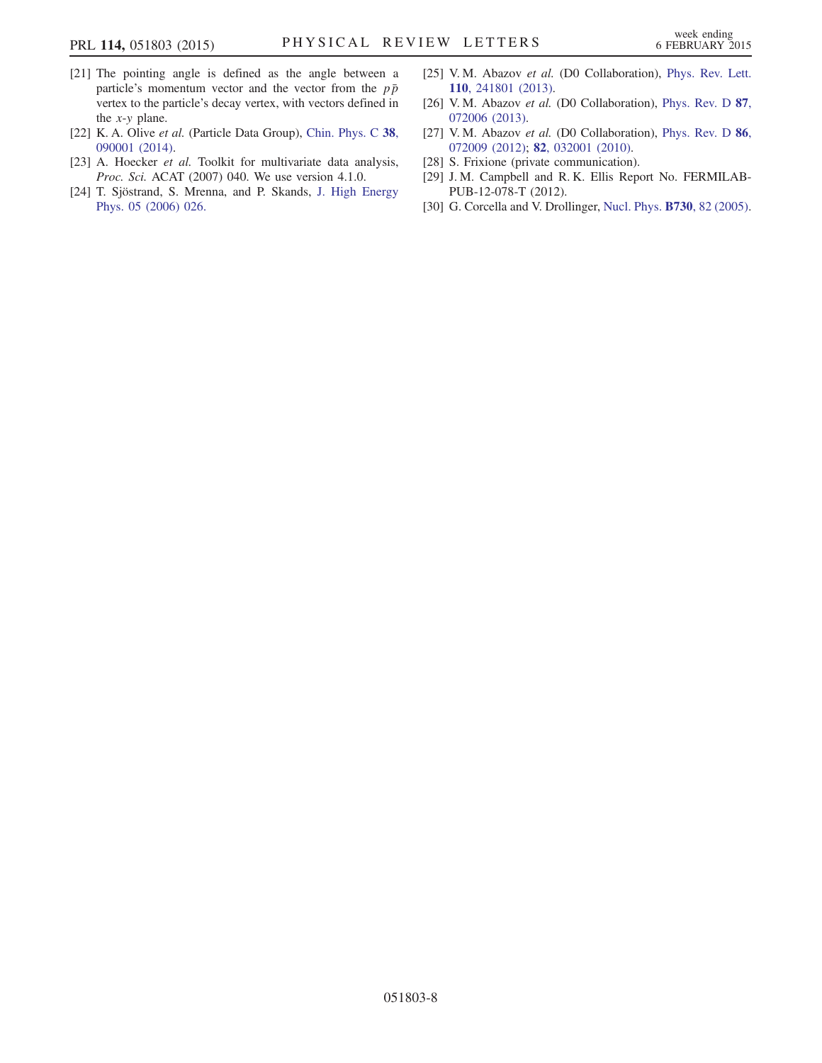[21] The pointing angle is defined as the angle between a particle's momentum vector and the vector from the $p\bar{p}$ vertex to the particle's decay vertex, with vectors defined in the $x$-$y$ plane.

[22] K. A. Olive *et al.* (Particle Data Group), Chin. Phys. C **38**, 090001 (2014).

[23] A. Hoecker *et al.* Toolkit for multivariate data analysis, *Proc. Sci.* ACAT (2007) 040. We use version 4.1.0.

[24] T. Sjöstrand, S. Mrenna, and P. Skands, J. High Energy Phys. 05 (2006) 026.

[25] V. M. Abazov *et al.* (D0 Collaboration), Phys. Rev. Lett. **110**, 241801 (2013).

[26] V. M. Abazov *et al.* (D0 Collaboration), Phys. Rev. D **87**, 072006 (2013).

[27] V. M. Abazov *et al.* (D0 Collaboration), Phys. Rev. D **86**, 072009 (2012); **82**, 032001 (2010).

[28] S. Frixione (private communication).

[29] J. M. Campbell and R. K. Ellis Report No. FERMILAB-PUB-12-078-T (2012).

[30] G. Corcella and V. Drollinger, Nucl. Phys. **B730**, 82 (2005).